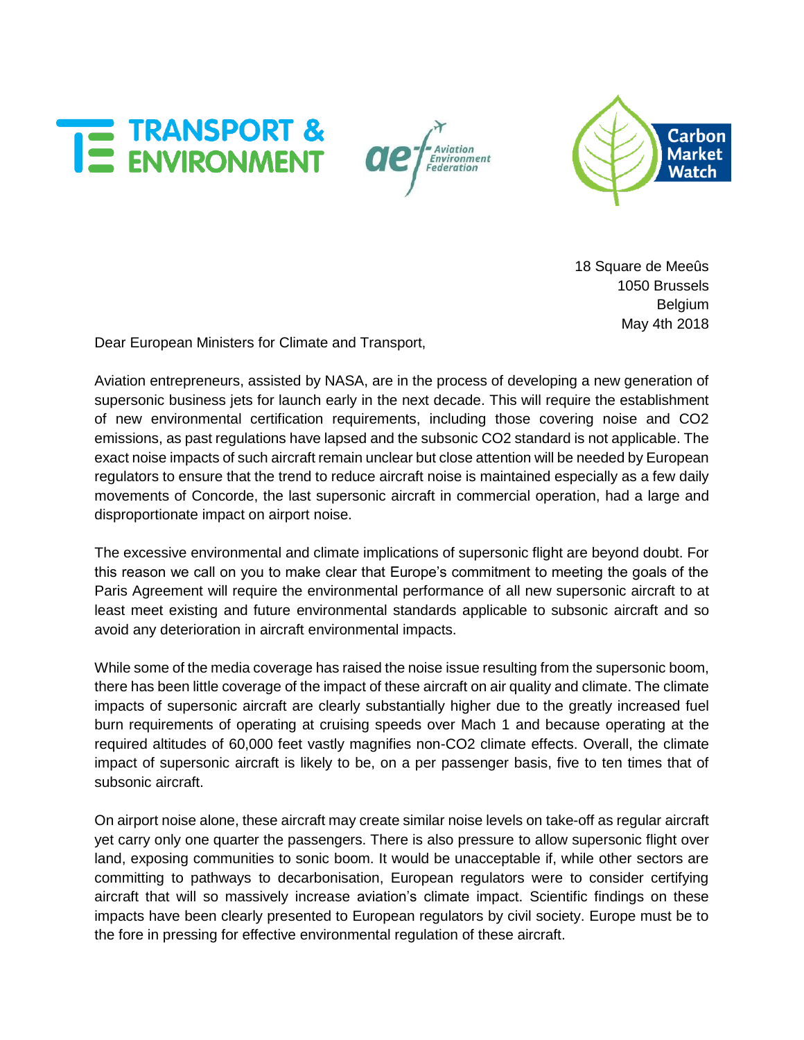TRANSPORT & ENVIRONMENT

ae Aviation Environment Federation

Carbon Market Watch

18 Square de Meeûs
1050 Brussels
Belgium
May 4th 2018

Dear European Ministers for Climate and Transport,

Aviation entrepreneurs, assisted by NASA, are in the process of developing a new generation of supersonic business jets for launch early in the next decade. This will require the establishment of new environmental certification requirements, including those covering noise and $CO_2$ emissions, as past regulations have lapsed and the subsonic $CO_2$ standard is not applicable. The exact noise impacts of such aircraft remain unclear but close attention will be needed by European regulators to ensure that the trend to reduce aircraft noise is maintained especially as a few daily movements of Concorde, the last supersonic aircraft in commercial operation, had a large and disproportionate impact on airport noise.

The excessive environmental and climate implications of supersonic flight are beyond doubt. For this reason we call on you to make clear that Europe's commitment to meeting the goals of the Paris Agreement will require the environmental performance of all new supersonic aircraft to at least meet existing and future environmental standards applicable to subsonic aircraft and so avoid any deterioration in aircraft environmental impacts.

While some of the media coverage has raised the noise issue resulting from the supersonic boom, there has been little coverage of the impact of these aircraft on air quality and climate. The climate impacts of supersonic aircraft are clearly substantially higher due to the greatly increased fuel burn requirements of operating at cruising speeds over Mach 1 and because operating at the required altitudes of 60,000 feet vastly magnifies non-$CO_2$ climate effects. Overall, the climate impact of supersonic aircraft is likely to be, on a per passenger basis, five to ten times that of subsonic aircraft.

On airport noise alone, these aircraft may create similar noise levels on take-off as regular aircraft yet carry only one quarter the passengers. There is also pressure to allow supersonic flight over land, exposing communities to sonic boom. It would be unacceptable if, while other sectors are committing to pathways to decarbonisation, European regulators were to consider certifying aircraft that will so massively increase aviation's climate impact. Scientific findings on these impacts have been clearly presented to European regulators by civil society. Europe must be to the fore in pressing for effective environmental regulation of these aircraft.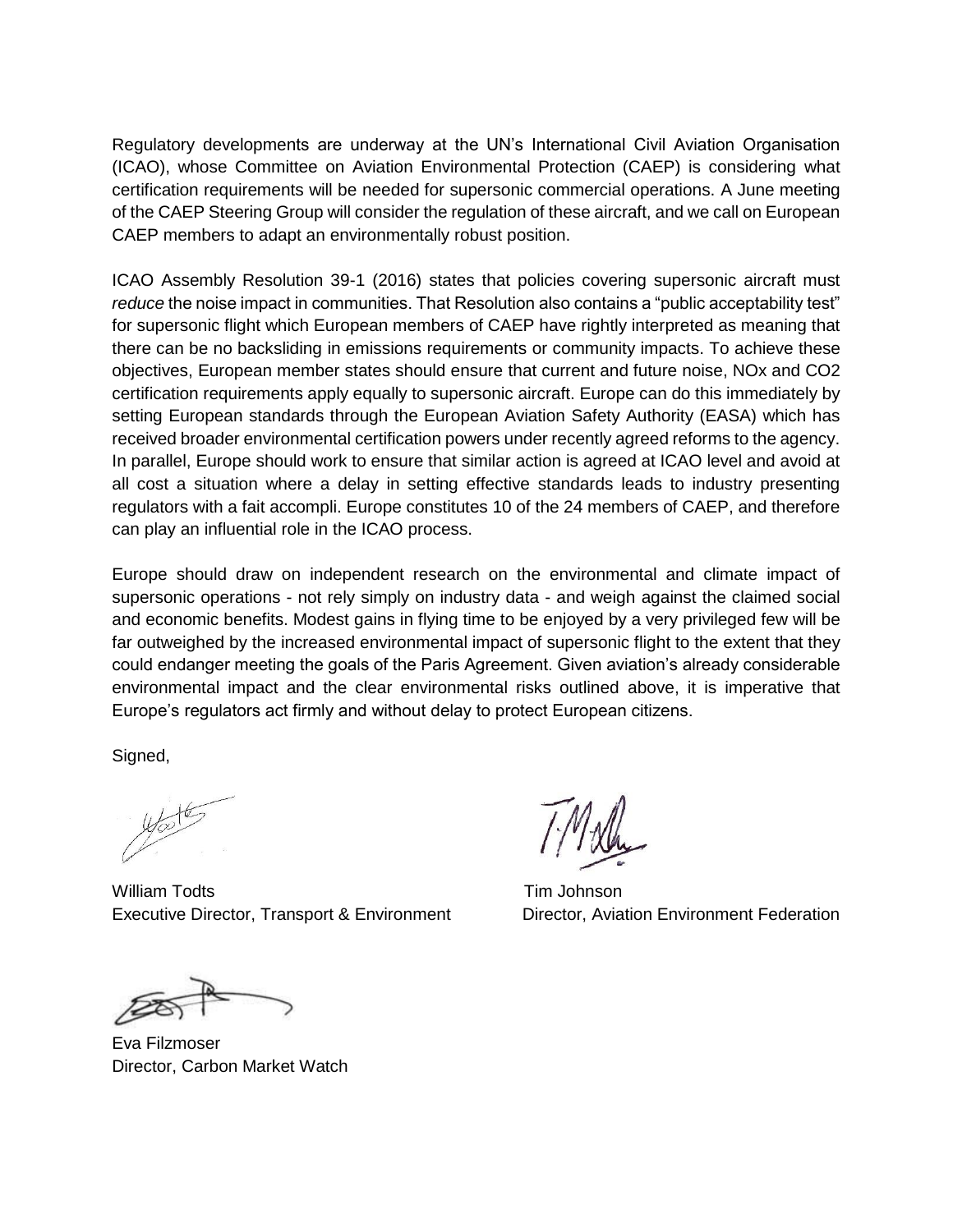Regulatory developments are underway at the UN's International Civil Aviation Organisation (ICAO), whose Committee on Aviation Environmental Protection (CAEP) is considering what certification requirements will be needed for supersonic commercial operations. A June meeting of the CAEP Steering Group will consider the regulation of these aircraft, and we call on European CAEP members to adapt an environmentally robust position.

ICAO Assembly Resolution 39-1 (2016) states that policies covering supersonic aircraft must *reduce* the noise impact in communities. That Resolution also contains a "public acceptability test" for supersonic flight which European members of CAEP have rightly interpreted as meaning that there can be no backsliding in emissions requirements or community impacts. To achieve these objectives, European member states should ensure that current and future noise, NOx and $CO_2$ certification requirements apply equally to supersonic aircraft. Europe can do this immediately by setting European standards through the European Aviation Safety Authority (EASA) which has received broader environmental certification powers under recently agreed reforms to the agency. In parallel, Europe should work to ensure that similar action is agreed at ICAO level and avoid at all cost a situation where a delay in setting effective standards leads to industry presenting regulators with a fait accompli. Europe constitutes 10 of the 24 members of CAEP, and therefore can play an influential role in the ICAO process.

Europe should draw on independent research on the environmental and climate impact of supersonic operations - not rely simply on industry data - and weigh against the claimed social and economic benefits. Modest gains in flying time to be enjoyed by a very privileged few will be far outweighed by the increased environmental impact of supersonic flight to the extent that they could endanger meeting the goals of the Paris Agreement. Given aviation's already considerable environmental impact and the clear environmental risks outlined above, it is imperative that Europe's regulators act firmly and without delay to protect European citizens.

Signed,

William Todts
Executive Director, Transport & Environment

Tim Johnson
Director, Aviation Environment Federation

Eva Filzmoser
Director, Carbon Market Watch